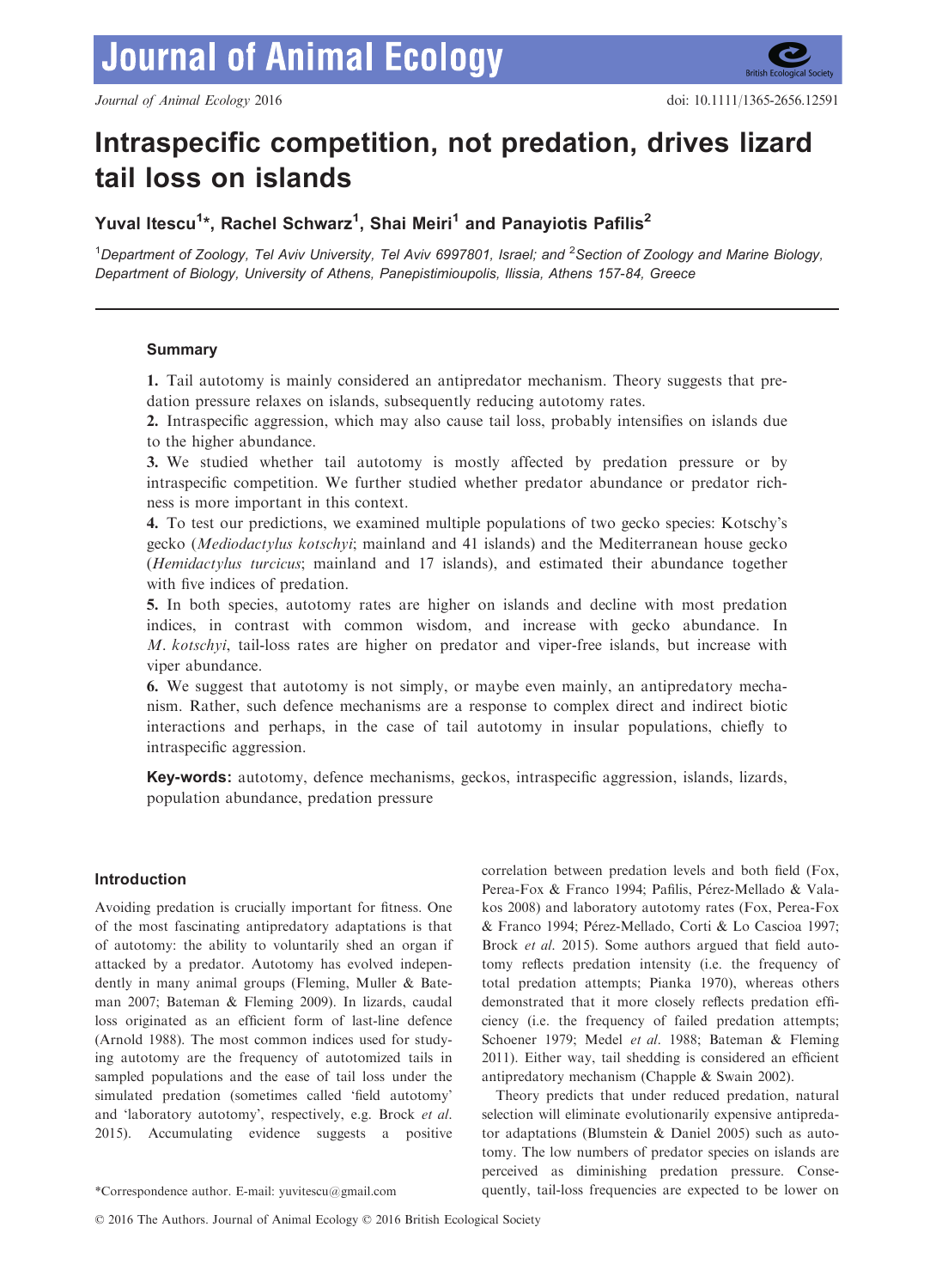# Intraspecific competition, not predation, drives lizard tail loss on islands

**Yuval Itescu[1]*, Rachel Schwarz[1], Shai Meiri[1] and Panayiotis Pafilis[2]**

[1]*Department of Zoology, Tel Aviv University, Tel Aviv 6997801, Israel; and* [2]*Section of Zoology and Marine Biology, Department of Biology, University of Athens, Panepistimioupolis, Ilissia, Athens 157-84, Greece*

## Summary

**1.** Tail autotomy is mainly considered an antipredator mechanism. Theory suggests that predation pressure relaxes on islands, subsequently reducing autotomy rates.

**2.** Intraspecific aggression, which may also cause tail loss, probably intensifies on islands due to the higher abundance.

**3.** We studied whether tail autotomy is mostly affected by predation pressure or by intraspecific competition. We further studied whether predator abundance or predator richness is more important in this context.

**4.** To test our predictions, we examined multiple populations of two gecko species: Kotschy's gecko (*Mediodactylus kotschyi*; mainland and 41 islands) and the Mediterranean house gecko (*Hemidactylus turcicus*; mainland and 17 islands), and estimated their abundance together with five indices of predation.

**5.** In both species, autotomy rates are higher on islands and decline with most predation indices, in contrast with common wisdom, and increase with gecko abundance. In *M. kotschyi*, tail-loss rates are higher on predator and viper-free islands, but increase with viper abundance.

**6.** We suggest that autotomy is not simply, or maybe even mainly, an antipredatory mechanism. Rather, such defence mechanisms are a response to complex direct and indirect biotic interactions and perhaps, in the case of tail autotomy in insular populations, chiefly to intraspecific aggression.

**Key-words:** autotomy, defence mechanisms, geckos, intraspecific aggression, islands, lizards, population abundance, predation pressure

## Introduction

Avoiding predation is crucially important for fitness. One of the most fascinating antipredatory adaptations is that of autotomy: the ability to voluntarily shed an organ if attacked by a predator. Autotomy has evolved independently in many animal groups (Fleming, Muller & Bateman 2007; Bateman & Fleming 2009). In lizards, caudal loss originated as an efficient form of last-line defence (Arnold 1988). The most common indices used for studying autotomy are the frequency of autotomized tails in sampled populations and the ease of tail loss under the simulated predation (sometimes called 'field autotomy' and 'laboratory autotomy', respectively, e.g. Brock *et al.* 2015). Accumulating evidence suggests a positive correlation between predation levels and both field (Fox, Perea-Fox & Franco 1994; Pafilis, Pérez-Mellado & Valakos 2008) and laboratory autotomy rates (Fox, Perea-Fox & Franco 1994; Pérez-Mellado, Corti & Lo Cascioa 1997; Brock *et al.* 2015). Some authors argued that field autotomy reflects predation intensity (i.e. the frequency of total predation attempts; Pianka 1970), whereas others demonstrated that it more closely reflects predation efficiency (i.e. the frequency of failed predation attempts; Schoener 1979; Medel *et al.* 1988; Bateman & Fleming 2011). Either way, tail shedding is considered an efficient antipredatory mechanism (Chapple & Swain 2002).

Theory predicts that under reduced predation, natural selection will eliminate evolutionarily expensive antipredator adaptations (Blumstein & Daniel 2005) such as autotomy. The low numbers of predator species on islands are perceived as diminishing predation pressure. Consequently, tail-loss frequencies are expected to be lower on

*Correspondence author. E-mail: yuvitescu@gmail.com

© 2016 The Authors. Journal of Animal Ecology © 2016 British Ecological Society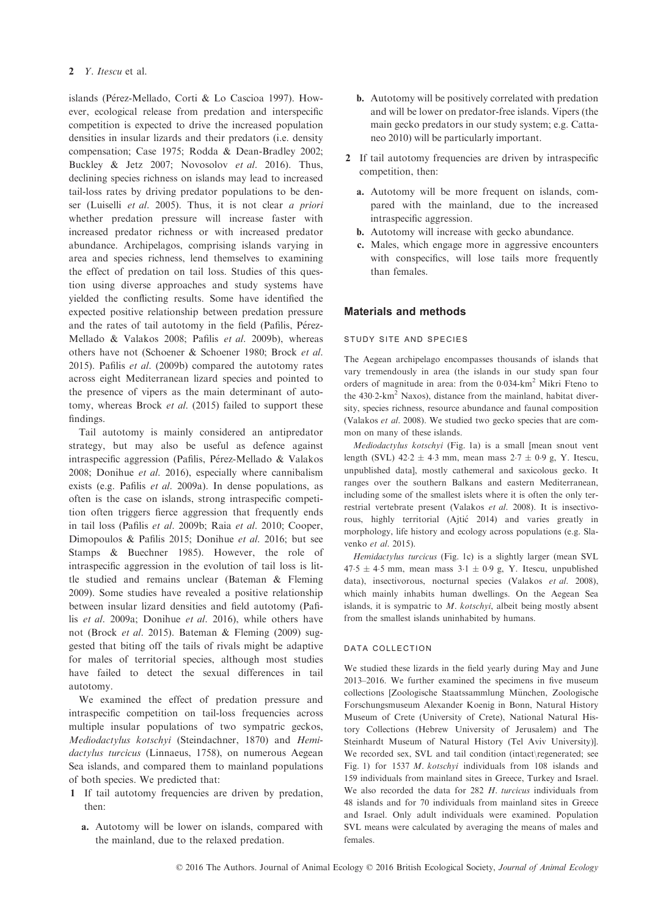islands (Pérez-Mellado, Corti & Lo Cascioa 1997). However, ecological release from predation and interspecific competition is expected to drive the increased population densities in insular lizards and their predators (i.e. density compensation; Case 1975; Rodda & Dean-Bradley 2002; Buckley & Jetz 2007; Novosolov *et al.* 2016). Thus, declining species richness on islands may lead to increased tail-loss rates by driving predator populations to be denser (Luiselli *et al.* 2005). Thus, it is not clear *a priori* whether predation pressure will increase faster with increased predator richness or with increased predator abundance. Archipelagos, comprising islands varying in area and species richness, lend themselves to examining the effect of predation on tail loss. Studies of this question using diverse approaches and study systems have yielded the conflicting results. Some have identified the expected positive relationship between predation pressure and the rates of tail autotomy in the field (Pafilis, Pérez-Mellado & Valakos 2008; Pafilis *et al.* 2009b), whereas others have not (Schoener & Schoener 1980; Brock *et al.* 2015). Pafilis *et al.* (2009b) compared the autotomy rates across eight Mediterranean lizard species and pointed to the presence of vipers as the main determinant of autotomy, whereas Brock *et al.* (2015) failed to support these findings.

Tail autotomy is mainly considered an antipredator strategy, but may also be useful as defence against intraspecific aggression (Pafilis, Pérez-Mellado & Valakos 2008; Donihue *et al.* 2016), especially where cannibalism exists (e.g. Pafilis *et al.* 2009a). In dense populations, as often is the case on islands, strong intraspecific competition often triggers fierce aggression that frequently ends in tail loss (Pafilis *et al.* 2009b; Raia *et al.* 2010; Cooper, Dimopoulos & Pafilis 2015; Donihue *et al.* 2016; but see Stamps & Buechner 1985). However, the role of intraspecific aggression in the evolution of tail loss is little studied and remains unclear (Bateman & Fleming 2009). Some studies have revealed a positive relationship between insular lizard densities and field autotomy (Pafilis *et al.* 2009a; Donihue *et al.* 2016), while others have not (Brock *et al.* 2015). Bateman & Fleming (2009) suggested that biting off the tails of rivals might be adaptive for males of territorial species, although most studies have failed to detect the sexual differences in tail autotomy.

We examined the effect of predation pressure and intraspecific competition on tail-loss frequencies across multiple insular populations of two sympatric geckos, *Mediodactylus kotschyi* (Steindachner, 1870) and *Hemidactylus turcicus* (Linnaeus, 1758), on numerous Aegean Sea islands, and compared them to mainland populations of both species. We predicted that:

1. If tail autotomy frequencies are driven by predation, then:
   a. Autotomy will be lower on islands, compared with the mainland, due to the relaxed predation.
   b. Autotomy will be positively correlated with predation and will be lower on predator-free islands. Vipers (the main gecko predators in our study system; e.g. Cattaneo 2010) will be particularly important.
2. If tail autotomy frequencies are driven by intraspecific competition, then:
   a. Autotomy will be more frequent on islands, compared with the mainland, due to the increased intraspecific aggression.
   b. Autotomy will increase with gecko abundance.
   c. Males, which engage more in aggressive encounters with conspecifics, will lose tails more frequently than females.

## Materials and methods

### STUDY SITE AND SPECIES

The Aegean archipelago encompasses thousands of islands that vary tremendously in area (the islands in our study span four orders of magnitude in area: from the 0·034-km$^2$ Mikri Fteno to the 430·2-km$^2$ Naxos), distance from the mainland, habitat diversity, species richness, resource abundance and faunal composition (Valakos *et al.* 2008). We studied two gecko species that are common on many of these islands.

*Mediodactylus kotschyi* (Fig. 1a) is a small [mean snout vent length (SVL) 42·2 ± 4·3 mm, mean mass 2·7 ± 0·9 g, Y. Itescu, unpublished data], mostly cathemeral and saxicolous gecko. It ranges over the southern Balkans and eastern Mediterranean, including some of the smallest islets where it is often the only terrestrial vertebrate present (Valakos *et al.* 2008). It is insectivorous, highly territorial (Ajtić 2014) and varies greatly in morphology, life history and ecology across populations (e.g. Slavenko *et al.* 2015).

*Hemidactylus turcicus* (Fig. 1c) is a slightly larger (mean SVL 47·5 ± 4·5 mm, mean mass 3·1 ± 0·9 g, Y. Itescu, unpublished data), insectivorous, nocturnal species (Valakos *et al.* 2008), which mainly inhabits human dwellings. On the Aegean Sea islands, it is sympatric to *M. kotschyi*, albeit being mostly absent from the smallest islands uninhabited by humans.

### DATA COLLECTION

We studied these lizards in the field yearly during May and June 2013–2016. We further examined the specimens in five museum collections [Zoologische Staatssammlung München, Zoologische Forschungsmuseum Alexander Koenig in Bonn, Natural History Museum of Crete (University of Crete), National Natural History Collections (Hebrew University of Jerusalem) and The Steinhardt Museum of Natural History (Tel Aviv University)]. We recorded sex, SVL and tail condition (intact\regenerated; see Fig. 1) for 1537 *M. kotschyi* individuals from 108 islands and 159 individuals from mainland sites in Greece, Turkey and Israel. We also recorded the data for 282 *H. turcicus* individuals from 48 islands and for 70 individuals from mainland sites in Greece and Israel. Only adult individuals were examined. Population SVL means were calculated by averaging the means of males and females.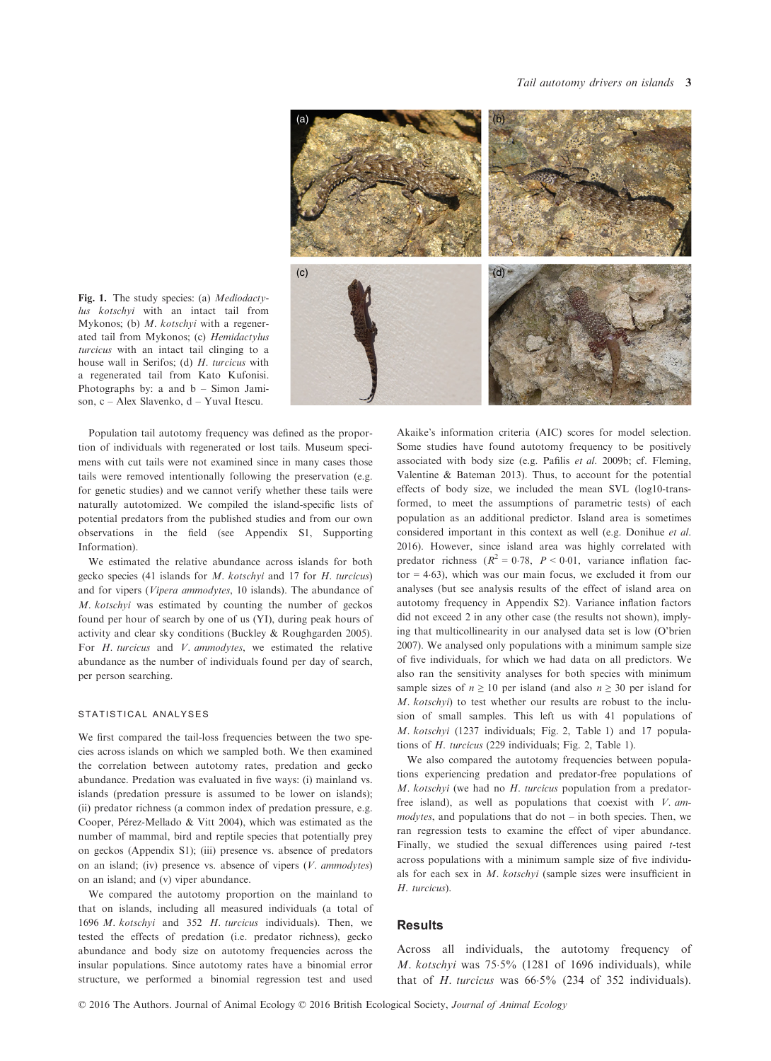Fig. 1. The study species: (a) *Mediodactylus kotschyi* with an intact tail from Mykonos; (b) *M. kotschyi* with a regenerated tail from Mykonos; (c) *Hemidactylus turcicus* with an intact tail clinging to a house wall in Serifos; (d) *H. turcicus* with a regenerated tail from Kato Kufonisi. Photographs by: a and b – Simon Jamison, c – Alex Slavenko, d – Yuval Itescu.

Population tail autotomy frequency was defined as the proportion of individuals with regenerated or lost tails. Museum specimens with cut tails were not examined since in many cases those tails were removed intentionally following the preservation (e.g. for genetic studies) and we cannot verify whether these tails were naturally autotomized. We compiled the island-specific lists of potential predators from the published studies and from our own observations in the field (see Appendix S1, Supporting Information).

We estimated the relative abundance across islands for both gecko species (41 islands for *M. kotschyi* and 17 for *H. turcicus*) and for vipers (*Vipera ammodytes*, 10 islands). The abundance of *M. kotschyi* was estimated by counting the number of geckos found per hour of search by one of us (YI), during peak hours of activity and clear sky conditions (Buckley & Roughgarden 2005). For *H. turcicus* and *V. ammodytes*, we estimated the relative abundance as the number of individuals found per day of search, per person searching.

### STATISTICAL ANALYSES

We first compared the tail-loss frequencies between the two species across islands on which we sampled both. We then examined the correlation between autotomy rates, predation and gecko abundance. Predation was evaluated in five ways: (i) mainland vs. islands (predation pressure is assumed to be lower on islands); (ii) predator richness (a common index of predation pressure, e.g. Cooper, Pérez-Mellado & Vitt 2004), which was estimated as the number of mammal, bird and reptile species that potentially prey on geckos (Appendix S1); (iii) presence vs. absence of predators on an island; (iv) presence vs. absence of vipers (*V. ammodytes*) on an island; and (v) viper abundance.

We compared the autotomy proportion on the mainland to that on islands, including all measured individuals (a total of 1696 *M. kotschyi* and 352 *H. turcicus* individuals). Then, we tested the effects of predation (i.e. predator richness), gecko abundance and body size on autotomy frequencies across the insular populations. Since autotomy rates have a binomial error structure, we performed a binomial regression test and used Akaike's information criteria (AIC) scores for model selection. Some studies have found autotomy frequency to be positively associated with body size (e.g. Pafilis *et al.* 2009b; cf. Fleming, Valentine & Bateman 2013). Thus, to account for the potential effects of body size, we included the mean SVL (log10-transformed, to meet the assumptions of parametric tests) of each population as an additional predictor. Island area is sometimes considered important in this context as well (e.g. Donihue *et al.* 2016). However, since island area was highly correlated with predator richness ($R^2 = 0{\cdot}78$, $P < 0{\cdot}01$, variance inflation factor = 4·63), which was our main focus, we excluded it from our analyses (but see analysis results of the effect of island area on autotomy frequency in Appendix S2). Variance inflation factors did not exceed 2 in any other case (the results not shown), implying that multicollinearity in our analysed data set is low (O'brien 2007). We analysed only populations with a minimum sample size of five individuals, for which we had data on all predictors. We also ran the sensitivity analyses for both species with minimum sample sizes of $n \geq 10$ per island (and also $n \geq 30$ per island for *M. kotschyi*) to test whether our results are robust to the inclusion of small samples. This left us with 41 populations of *M. kotschyi* (1237 individuals; Fig. 2, Table 1) and 17 populations of *H. turcicus* (229 individuals; Fig. 2, Table 1).

We also compared the autotomy frequencies between populations experiencing predation and predator-free populations of *M. kotschyi* (we had no *H. turcicus* population from a predator-free island), as well as populations that coexist with *V. ammodytes*, and populations that do not – in both species. Then, we ran regression tests to examine the effect of viper abundance. Finally, we studied the sexual differences using paired *t*-test across populations with a minimum sample size of five individuals for each sex in *M. kotschyi* (sample sizes were insufficient in *H. turcicus*).

## Results

Across all individuals, the autotomy frequency of *M. kotschyi* was 75·5% (1281 of 1696 individuals), while that of *H. turcicus* was 66·5% (234 of 352 individuals).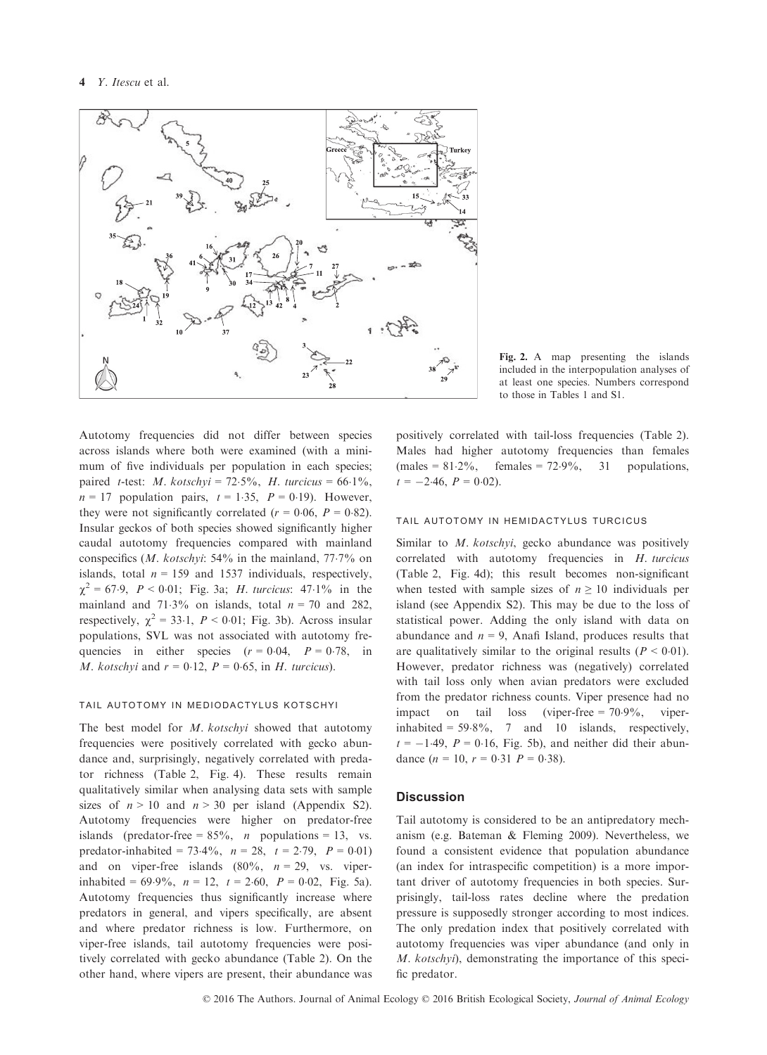Fig. 2. A map presenting the islands included in the interpopulation analyses of at least one species. Numbers correspond to those in Tables 1 and S1.

Autotomy frequencies did not differ between species across islands where both were examined (with a minimum of five individuals per population in each species; paired $t$-test: *M. kotschyi* = 72·5%, *H. turcicus* = 66·1%, $n = 17$ population pairs, $t = 1{\cdot}35$, $P = 0{\cdot}19$). However, they were not significantly correlated ($r = 0{\cdot}06$, $P = 0{\cdot}82$). Insular geckos of both species showed significantly higher caudal autotomy frequencies compared with mainland conspecifics (*M. kotschyi*: 54% in the mainland, 77·7% on islands, total $n = 159$ and 1537 individuals, respectively, $\chi^2 = 67{\cdot}9$, $P < 0{\cdot}01$; Fig. 3a; *H. turcicus*: 47·1% in the mainland and 71·3% on islands, total $n = 70$ and 282, respectively, $\chi^2 = 33{\cdot}1$, $P < 0{\cdot}01$; Fig. 3b). Across insular populations, SVL was not associated with autotomy frequencies in either species ($r = 0{\cdot}04$, $P = 0{\cdot}78$, in *M. kotschyi* and $r = 0{\cdot}12$, $P = 0{\cdot}65$, in *H. turcicus*).

### TAIL AUTOTOMY IN MEDIODACTYLUS KOTSCHYI

The best model for *M. kotschyi* showed that autotomy frequencies were positively correlated with gecko abundance and, surprisingly, negatively correlated with predator richness (Table 2, Fig. 4). These results remain qualitatively similar when analysing data sets with sample sizes of $n > 10$ and $n > 30$ per island (Appendix S2). Autotomy frequencies were higher on predator-free islands (predator-free = 85%, $n$ populations = 13, vs. predator-inhabited = 73·4%, $n = 28$, $t = 2{\cdot}79$, $P = 0{\cdot}01$) and on viper-free islands (80%, $n = 29$, vs. viper-inhabited = 69·9%, $n = 12$, $t = 2{\cdot}60$, $P = 0{\cdot}02$, Fig. 5a). Autotomy frequencies thus significantly increase where predators in general, and vipers specifically, are absent and where predator richness is low. Furthermore, on viper-free islands, tail autotomy frequencies were positively correlated with gecko abundance (Table 2). On the other hand, where vipers are present, their abundance was positively correlated with tail-loss frequencies (Table 2). Males had higher autotomy frequencies than females (males = 81·2%, females = 72·9%, 31 populations, $t = -2{\cdot}46$, $P = 0{\cdot}02$).

### TAIL AUTOTOMY IN HEMIDACTYLUS TURCICUS

Similar to *M. kotschyi*, gecko abundance was positively correlated with autotomy frequencies in *H. turcicus* (Table 2, Fig. 4d); this result becomes non-significant when tested with sample sizes of $n \geq 10$ individuals per island (see Appendix S2). This may be due to the loss of statistical power. Adding the only island with data on abundance and $n = 9$, Anafi Island, produces results that are qualitatively similar to the original results ($P < 0{\cdot}01$). However, predator richness was (negatively) correlated with tail loss only when avian predators were excluded from the predator richness counts. Viper presence had no impact on tail loss (viper-free = 70·9%, viper-inhabited = 59·8%, 7 and 10 islands, respectively, $t = -1{\cdot}49$, $P = 0{\cdot}16$, Fig. 5b), and neither did their abundance ($n = 10$, $r = 0{\cdot}31$ $P = 0{\cdot}38$).

## Discussion

Tail autotomy is considered to be an antipredatory mechanism (e.g. Bateman & Fleming 2009). Nevertheless, we found a consistent evidence that population abundance (an index for intraspecific competition) is a more important driver of autotomy frequencies in both species. Surprisingly, tail-loss rates decline where the predation pressure is supposedly stronger according to most indices. The only predation index that positively correlated with autotomy frequencies was viper abundance (and only in *M. kotschyi*), demonstrating the importance of this specific predator.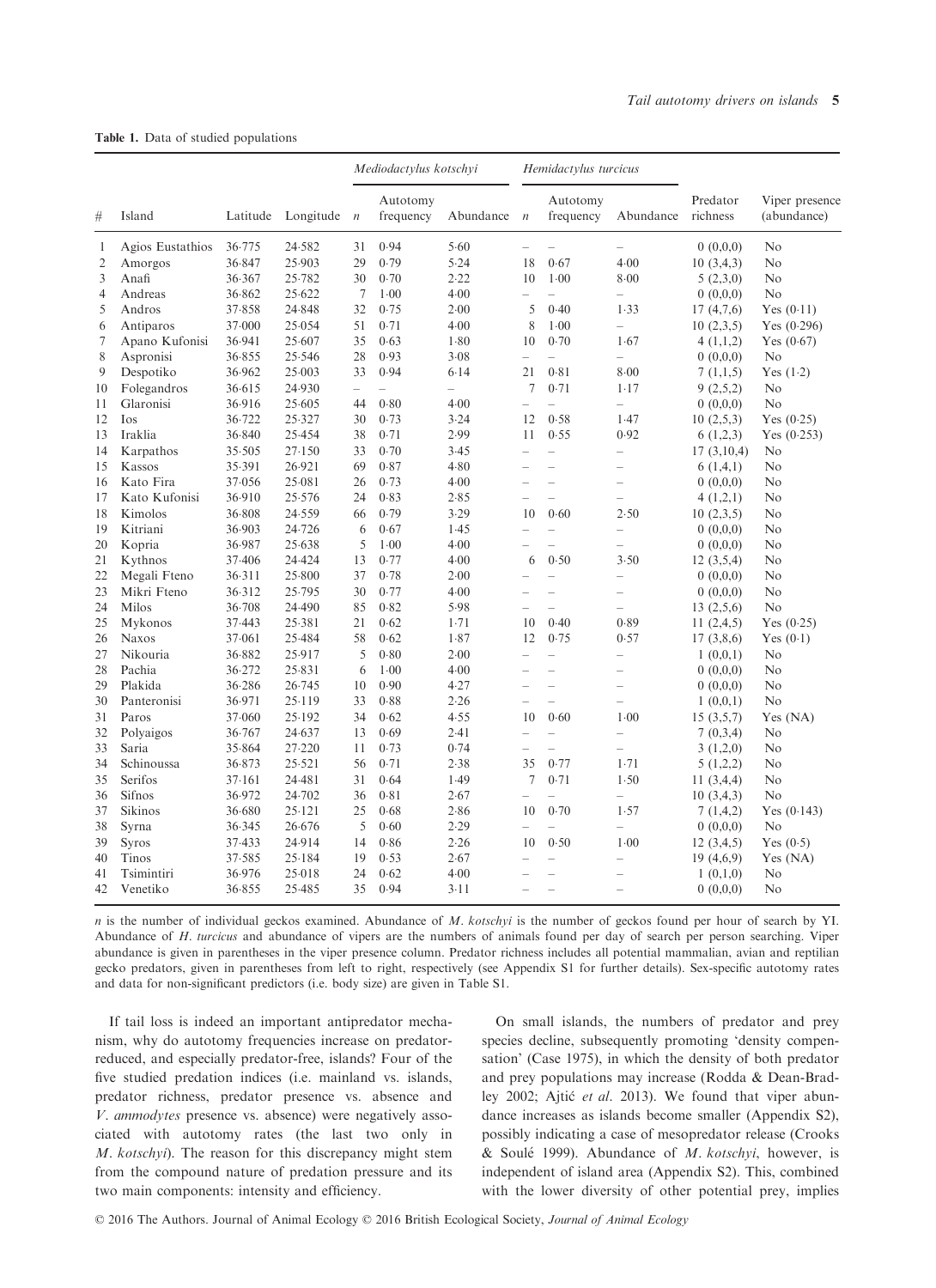**Table 1.** Data of studied populations

| # | Island | Latitude | Longitude | *Mediodactylus kotschyi* | | | *Hemidactylus turcicus* | | | Predator richness | Viper presence (abundance) |
|---|---|---|---|---|---|---|---|---|---|---|---|
| | | | | *n* | Autotomy frequency | Abundance | *n* | Autotomy frequency | Abundance | | |
| 1 | Agios Eustathios | 36·775 | 24·582 | 31 | 0·94 | 5·60 | – | – | – | 0 (0,0,0) | No |
| 2 | Amorgos | 36·847 | 25·903 | 29 | 0·79 | 5·24 | 18 | 0·67 | 4·00 | 10 (3,4,3) | No |
| 3 | Anafi | 36·367 | 25·782 | 30 | 0·70 | 2·22 | 10 | 1·00 | 8·00 | 5 (2,3,0) | No |
| 4 | Andreas | 36·862 | 25·622 | 7 | 1·00 | 4·00 | – | – | – | 0 (0,0,0) | No |
| 5 | Andros | 37·858 | 24·848 | 32 | 0·75 | 2·00 | 5 | 0·40 | 1·33 | 17 (4,7,6) | Yes (0·11) |
| 6 | Antiparos | 37·000 | 25·054 | 51 | 0·71 | 4·00 | 8 | 1·00 | – | 10 (2,3,5) | Yes (0·296) |
| 7 | Apano Kufonisi | 36·941 | 25·607 | 35 | 0·63 | 1·80 | 10 | 0·70 | 1·67 | 4 (1,1,2) | Yes (0·67) |
| 8 | Aspronisi | 36·855 | 25·546 | 28 | 0·93 | 3·08 | – | – | – | 0 (0,0,0) | No |
| 9 | Despotiko | 36·962 | 25·003 | 33 | 0·94 | 6·14 | 21 | 0·81 | 8·00 | 7 (1,1,5) | Yes (1·2) |
| 10 | Folegandros | 36·615 | 24·930 | – | – | – | 7 | 0·71 | 1·17 | 9 (2,5,2) | No |
| 11 | Glaronisi | 36·916 | 25·605 | 44 | 0·80 | 4·00 | – | – | – | 0 (0,0,0) | No |
| 12 | Ios | 36·722 | 25·327 | 30 | 0·73 | 3·24 | 12 | 0·58 | 1·47 | 10 (2,5,3) | Yes (0·25) |
| 13 | Iraklia | 36·840 | 25·454 | 38 | 0·71 | 2·99 | 11 | 0·55 | 0·92 | 6 (1,2,3) | Yes (0·253) |
| 14 | Karpathos | 35·505 | 27·150 | 33 | 0·70 | 3·45 | – | – | – | 17 (3,10,4) | No |
| 15 | Kassos | 35·391 | 26·921 | 69 | 0·87 | 4·80 | – | – | – | 6 (1,4,1) | No |
| 16 | Kato Fira | 37·056 | 25·081 | 26 | 0·73 | 4·00 | – | – | – | 0 (0,0,0) | No |
| 17 | Kato Kufonisi | 36·910 | 25·576 | 24 | 0·83 | 2·85 | – | – | – | 4 (1,2,1) | No |
| 18 | Kimolos | 36·808 | 24·559 | 66 | 0·79 | 3·29 | 10 | 0·60 | 2·50 | 10 (2,3,5) | No |
| 19 | Kitriani | 36·903 | 24·726 | 6 | 0·67 | 1·45 | – | – | – | 0 (0,0,0) | No |
| 20 | Kopria | 36·987 | 25·638 | 5 | 1·00 | 4·00 | – | – | – | 0 (0,0,0) | No |
| 21 | Kythnos | 37·406 | 24·424 | 13 | 0·77 | 4·00 | 6 | 0·50 | 3·50 | 12 (3,5,4) | No |
| 22 | Megali Fteno | 36·311 | 25·800 | 37 | 0·78 | 2·00 | – | – | – | 0 (0,0,0) | No |
| 23 | Mikri Fteno | 36·312 | 25·795 | 30 | 0·77 | 4·00 | – | – | – | 0 (0,0,0) | No |
| 24 | Milos | 36·708 | 24·490 | 85 | 0·82 | 5·98 | – | – | – | 13 (2,5,6) | No |
| 25 | Mykonos | 37·443 | 25·381 | 21 | 0·62 | 1·71 | 10 | 0·40 | 0·89 | 11 (2,4,5) | Yes (0·25) |
| 26 | Naxos | 37·061 | 25·484 | 58 | 0·62 | 1·87 | 12 | 0·75 | 0·57 | 17 (3,8,6) | Yes (0·1) |
| 27 | Nikouria | 36·882 | 25·917 | 5 | 0·80 | 2·00 | – | – | – | 1 (0,0,1) | No |
| 28 | Pachia | 36·272 | 25·831 | 6 | 1·00 | 4·00 | – | – | – | 0 (0,0,0) | No |
| 29 | Plakida | 36·286 | 26·745 | 10 | 0·90 | 4·27 | – | – | – | 0 (0,0,0) | No |
| 30 | Panteronisi | 36·971 | 25·119 | 33 | 0·88 | 2·26 | – | – | – | 1 (0,0,1) | No |
| 31 | Paros | 37·060 | 25·192 | 34 | 0·62 | 4·55 | 10 | 0·60 | 1·00 | 15 (3,5,7) | Yes (NA) |
| 32 | Polyaigos | 36·767 | 24·637 | 13 | 0·69 | 2·41 | – | – | – | 7 (0,3,4) | No |
| 33 | Saria | 35·864 | 27·220 | 11 | 0·73 | 0·74 | – | – | – | 3 (1,2,0) | No |
| 34 | Schinoussa | 36·873 | 25·521 | 56 | 0·71 | 2·38 | 35 | 0·77 | 1·71 | 5 (1,2,2) | No |
| 35 | Serifos | 37·161 | 24·481 | 31 | 0·64 | 1·49 | 7 | 0·71 | 1·50 | 11 (3,4,4) | No |
| 36 | Sifnos | 36·972 | 24·702 | 36 | 0·81 | 2·67 | – | – | – | 10 (3,4,3) | No |
| 37 | Sikinos | 36·680 | 25·121 | 25 | 0·68 | 2·86 | 10 | 0·70 | 1·57 | 7 (1,4,2) | Yes (0·143) |
| 38 | Syrna | 36·345 | 26·676 | 5 | 0·60 | 2·29 | – | – | – | 0 (0,0,0) | No |
| 39 | Syros | 37·433 | 24·914 | 14 | 0·86 | 2·26 | 10 | 0·50 | 1·00 | 12 (3,4,5) | Yes (0·5) |
| 40 | Tinos | 37·585 | 25·184 | 19 | 0·53 | 2·67 | – | – | – | 19 (4,6,9) | Yes (NA) |
| 41 | Tsimintiri | 36·976 | 25·018 | 24 | 0·62 | 4·00 | – | – | – | 1 (0,1,0) | No |
| 42 | Venetiko | 36·855 | 25·485 | 35 | 0·94 | 3·11 | – | – | – | 0 (0,0,0) | No |

*n* is the number of individual geckos examined. Abundance of *M. kotschyi* is the number of geckos found per hour of search by YI. Abundance of *H. turcicus* and abundance of vipers are the numbers of animals found per day of search per person searching. Viper abundance is given in parentheses in the viper presence column. Predator richness includes all potential mammalian, avian and reptilian gecko predators, given in parentheses from left to right, respectively (see Appendix S1 for further details). Sex-specific autotomy rates and data for non-significant predictors (i.e. body size) are given in Table S1.

If tail loss is indeed an important antipredator mechanism, why do autotomy frequencies increase on predator-reduced, and especially predator-free, islands? Four of the five studied predation indices (i.e. mainland vs. islands, predator richness, predator presence vs. absence and *V. ammodytes* presence vs. absence) were negatively associated with autotomy rates (the last two only in *M. kotschyi*). The reason for this discrepancy might stem from the compound nature of predation pressure and its two main components: intensity and efficiency.

On small islands, the numbers of predator and prey species decline, subsequently promoting 'density compensation' (Case 1975), in which the density of both predator and prey populations may increase (Rodda & Dean-Bradley 2002; Ajtić *et al.* 2013). We found that viper abundance increases as islands become smaller (Appendix S2), possibly indicating a case of mesopredator release (Crooks & Soulé 1999). Abundance of *M. kotschyi*, however, is independent of island area (Appendix S2). This, combined with the lower diversity of other potential prey, implies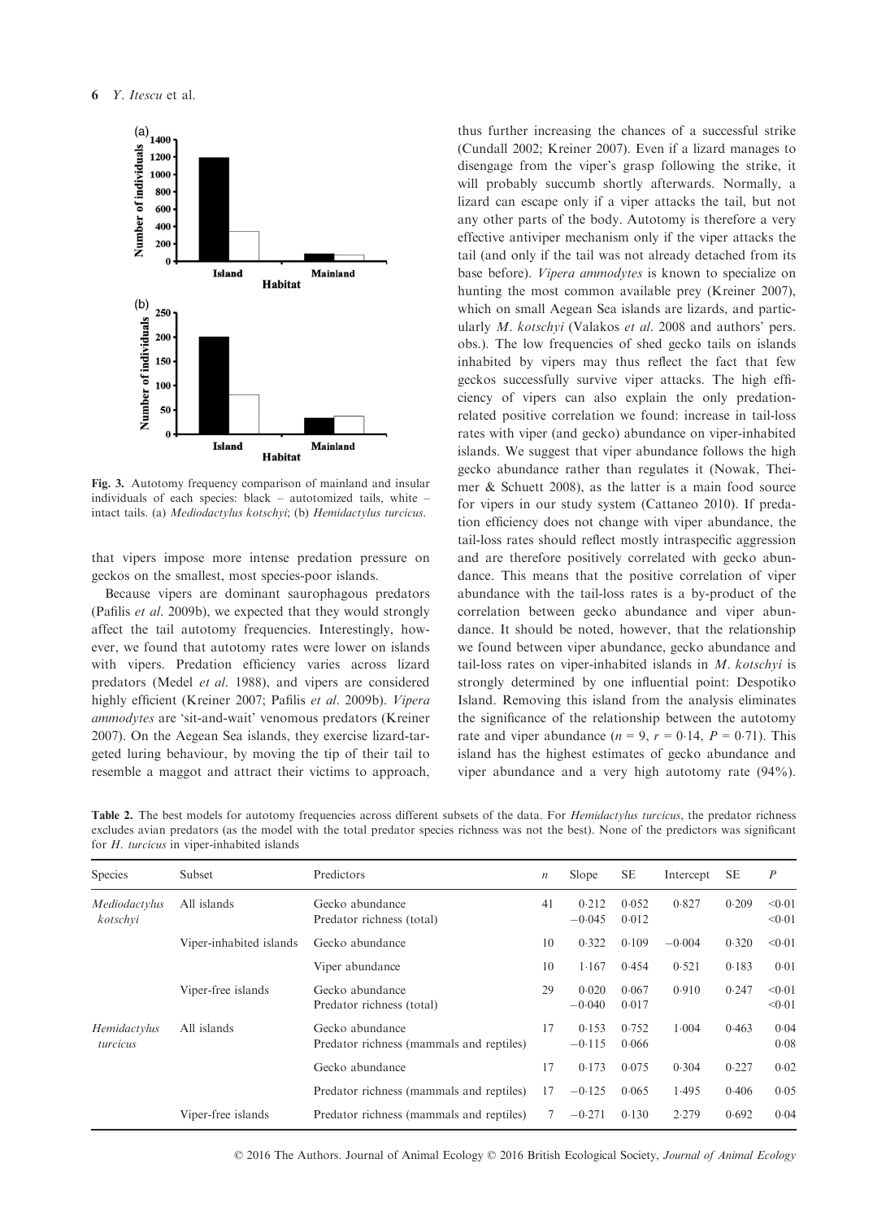Fig. 3. Autotomy frequency comparison of mainland and insular individuals of each species: black – autotomized tails, white – intact tails. (a) *Mediodactylus kotschyi*; (b) *Hemidactylus turcicus*.

that vipers impose more intense predation pressure on geckos on the smallest, most species-poor islands.

Because vipers are dominant saurophagous predators (Pafilis *et al*. 2009b), we expected that they would strongly affect the tail autotomy frequencies. Interestingly, however, we found that autotomy rates were lower on islands with vipers. Predation efficiency varies across lizard predators (Medel *et al*. 1988), and vipers are considered highly efficient (Kreiner 2007; Pafilis *et al*. 2009b). *Vipera ammodytes* are 'sit-and-wait' venomous predators (Kreiner 2007). On the Aegean Sea islands, they exercise lizard-targeted luring behaviour, by moving the tip of their tail to resemble a maggot and attract their victims to approach, thus further increasing the chances of a successful strike (Cundall 2002; Kreiner 2007). Even if a lizard manages to disengage from the viper's grasp following the strike, it will probably succumb shortly afterwards. Normally, a lizard can escape only if a viper attacks the tail, but not any other parts of the body. Autotomy is therefore a very effective antiviper mechanism only if the viper attacks the tail (and only if the tail was not already detached from its base before). *Vipera ammodytes* is known to specialize on hunting the most common available prey (Kreiner 2007), which on small Aegean Sea islands are lizards, and particularly *M. kotschyi* (Valakos *et al*. 2008 and authors' pers. obs.). The low frequencies of shed gecko tails on islands inhabited by vipers may thus reflect the fact that few geckos successfully survive viper attacks. The high efficiency of vipers can also explain the only predation-related positive correlation we found: increase in tail-loss rates with viper (and gecko) abundance on viper-inhabited islands. We suggest that viper abundance follows the high gecko abundance rather than regulates it (Nowak, Theimer & Schuett 2008), as the latter is a main food source for vipers in our study system (Cattaneo 2010). If predation efficiency does not change with viper abundance, the tail-loss rates should reflect mostly intraspecific aggression and are therefore positively correlated with gecko abundance. This means that the positive correlation of viper abundance with the tail-loss rates is a by-product of the correlation between gecko abundance and viper abundance. It should be noted, however, that the relationship we found between viper abundance, gecko abundance and tail-loss rates on viper-inhabited islands in *M. kotschyi* is strongly determined by one influential point: Despotiko Island. Removing this island from the analysis eliminates the significance of the relationship between the autotomy rate and viper abundance ($n = 9$, $r = 0{\cdot}14$, $P = 0{\cdot}71$). This island has the highest estimates of gecko abundance and viper abundance and a very high autotomy rate (94%).

**Table 2.** The best models for autotomy frequencies across different subsets of the data. For *Hemidactylus turcicus*, the predator richness excludes avian predators (as the model with the total predator species richness was not the best). None of the predictors was significant for *H. turcicus* in viper-inhabited islands

| Species | Subset | Predictors | $n$ | Slope | SE | Intercept | SE | $P$ |
|---|---|---|---|---|---|---|---|---|
| *Mediodactylus kotschyi* | All islands | Gecko abundance<br>Predator richness (total) | 41 | 0·212<br>−0·045 | 0·052<br>0·012 | 0·827 | 0·209 | <0·01<br><0·01 |
| | Viper-inhabited islands | Gecko abundance | 10 | 0·322 | 0·109 | −0·004 | 0·320 | <0·01 |
| | | Viper abundance | 10 | 1·167 | 0·454 | 0·521 | 0·183 | 0·01 |
| | Viper-free islands | Gecko abundance<br>Predator richness (total) | 29 | 0·020<br>−0·040 | 0·067<br>0·017 | 0·910 | 0·247 | <0·01<br><0·01 |
| *Hemidactylus turcicus* | All islands | Gecko abundance<br>Predator richness (mammals and reptiles) | 17 | 0·153<br>−0·115 | 0·752<br>0·066 | 1·004 | 0·463 | 0·04<br>0·08 |
| | | Gecko abundance | 17 | 0·173 | 0·075 | 0·304 | 0·227 | 0·02 |
| | | Predator richness (mammals and reptiles) | 17 | −0·125 | 0·065 | 1·495 | 0·406 | 0·05 |
| | Viper-free islands | Predator richness (mammals and reptiles) | 7 | −0·271 | 0·130 | 2·279 | 0·692 | 0·04 |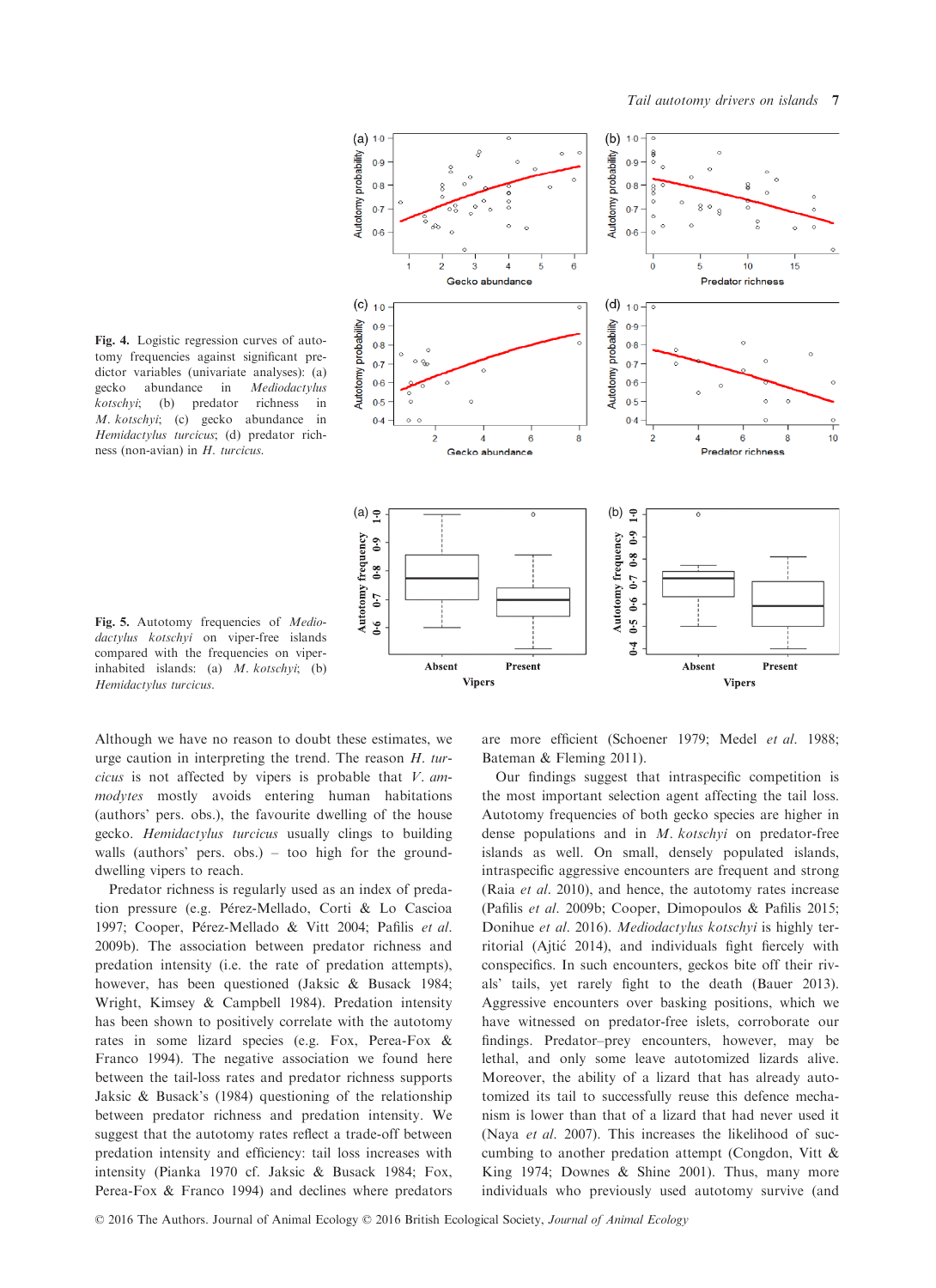**Fig. 4.** Logistic regression curves of autotomy frequencies against significant predictor variables (univariate analyses): (a) gecko abundance in *Mediodactylus kotschyi*; (b) predator richness in *M. kotschyi*; (c) gecko abundance in *Hemidactylus turcicus*; (d) predator richness (non-avian) in *H. turcicus*.

**Fig. 5.** Autotomy frequencies of *Mediodactylus kotschyi* on viper-free islands compared with the frequencies on viper-inhabited islands: (a) *M. kotschyi*; (b) *Hemidactylus turcicus*.

Although we have no reason to doubt these estimates, we urge caution in interpreting the trend. The reason *H. turcicus* is not affected by vipers is probable that *V. ammodytes* mostly avoids entering human habitations (authors' pers. obs.), the favourite dwelling of the house gecko. *Hemidactylus turcicus* usually clings to building walls (authors' pers. obs.) – too high for the ground-dwelling vipers to reach.

Predator richness is regularly used as an index of predation pressure (e.g. Pérez-Mellado, Corti & Lo Cascioa 1997; Cooper, Pérez-Mellado & Vitt 2004; Pafilis *et al.* 2009b). The association between predator richness and predation intensity (i.e. the rate of predation attempts), however, has been questioned (Jaksic & Busack 1984; Wright, Kimsey & Campbell 1984). Predation intensity has been shown to positively correlate with the autotomy rates in some lizard species (e.g. Fox, Perea-Fox & Franco 1994). The negative association we found here between the tail-loss rates and predator richness supports Jaksic & Busack's (1984) questioning of the relationship between predator richness and predation intensity. We suggest that the autotomy rates reflect a trade-off between predation intensity and efficiency: tail loss increases with intensity (Pianka 1970 cf. Jaksic & Busack 1984; Fox, Perea-Fox & Franco 1994) and declines where predators are more efficient (Schoener 1979; Medel *et al.* 1988; Bateman & Fleming 2011).

Our findings suggest that intraspecific competition is the most important selection agent affecting the tail loss. Autotomy frequencies of both gecko species are higher in dense populations and in *M. kotschyi* on predator-free islands as well. On small, densely populated islands, intraspecific aggressive encounters are frequent and strong (Raia *et al.* 2010), and hence, the autotomy rates increase (Pafilis *et al.* 2009b; Cooper, Dimopoulos & Pafilis 2015; Donihue *et al.* 2016). *Mediodactylus kotschyi* is highly territorial (Ajtić 2014), and individuals fight fiercely with conspecifics. In such encounters, geckos bite off their rivals' tails, yet rarely fight to the death (Bauer 2013). Aggressive encounters over basking positions, which we have witnessed on predator-free islets, corroborate our findings. Predator–prey encounters, however, may be lethal, and only some leave autotomized lizards alive. Moreover, the ability of a lizard that has already autotomized its tail to successfully reuse this defence mechanism is lower than that of a lizard that had never used it (Naya *et al.* 2007). This increases the likelihood of succumbing to another predation attempt (Congdon, Vitt & King 1974; Downes & Shine 2001). Thus, many more individuals who previously used autotomy survive (and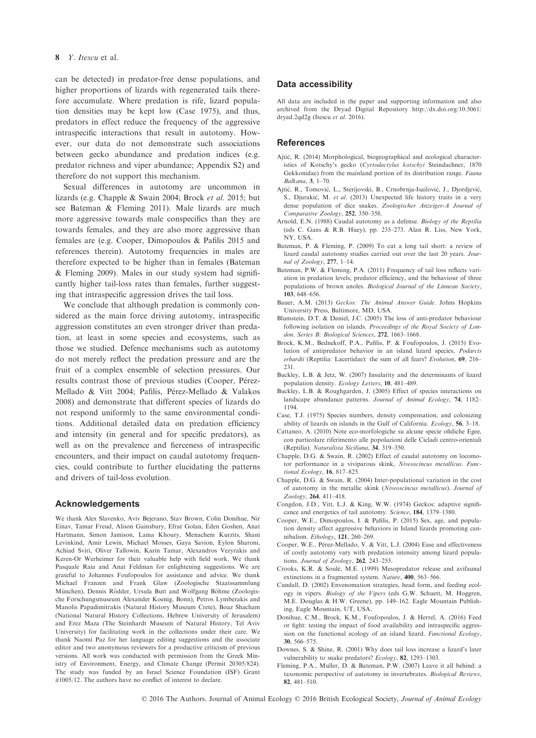can be detected) in predator-free dense populations, and higher proportions of lizards with regenerated tails therefore accumulate. Where predation is rife, lizard population densities may be kept low (Case 1975), and thus, predators in effect reduce the frequency of the aggressive intraspecific interactions that result in autotomy. However, our data do not demonstrate such associations between gecko abundance and predation indices (e.g. predator richness and viper abundance; Appendix S2) and therefore do not support this mechanism.

Sexual differences in autotomy are uncommon in lizards (e.g. Chapple & Swain 2004; Brock *et al.* 2015; but see Bateman & Fleming 2011). Male lizards are much more aggressive towards male conspecifics than they are towards females, and they are also more aggressive than females are (e.g. Cooper, Dimopoulos & Pafilis 2015 and references therein). Autotomy frequencies in males are therefore expected to be higher than in females (Bateman & Fleming 2009). Males in our study system had significantly higher tail-loss rates than females, further suggesting that intraspecific aggression drives the tail loss.

We conclude that although predation is commonly considered as the main force driving autotomy, intraspecific aggression constitutes an even stronger driver than predation, at least in some species and ecosystems, such as those we studied. Defence mechanisms such as autotomy do not merely reflect the predation pressure and are the fruit of a complex ensemble of selection pressures. Our results contrast those of previous studies (Cooper, Pérez-Mellado & Vitt 2004; Pafilis, Pérez-Mellado & Valakos 2008) and demonstrate that different species of lizards do not respond uniformly to the same environmental conditions. Additional detailed data on predation efficiency and intensity (in general and for specific predators), as well as on the prevalence and fierceness of intraspecific encounters, and their impact on caudal autotomy frequencies, could contribute to further elucidating the patterns and drivers of tail-loss evolution.

## Acknowledgements

We thank Alex Slavenko, Aviv Bejerano, Stav Brown, Colin Donihue, Nir Einav, Tamar Freud, Alison Gainsbury, Efrat Golan, Eden Goshen, Anat Hartmann, Simon Jamison, Lama Khoury, Menachem Kurzits, Shani Levinkind, Amir Lewin, Michael Mosses, Gaya Savion, Eylon Sharoni, Achiad Sviri, Oliver Tallowin, Karin Tamar, Alexandros Vezyrakis and Keren-Or Werheimer for their valuable help with field work. We thank Pasquale Raia and Anat Feldman for enlightening suggestions. We are grateful to Johannes Foufopoulos for assistance and advice. We thank Michael Franzen and Frank Glaw (Zoologische Staatssammlung München), Dennis Rödder, Ursula Butt and Wolfgang Böhme (Zoologische Forschungsmuseum Alexander Koenig, Bonn), Petros Lymberakis and Manolis Papadimitrakis (Natural History Museum Crete), Boaz Shacham (National Natural History Collections, Hebrew University of Jerusalem) and Erez Maza (The Steinhardt Museum of Natural History, Tel Aviv University) for facilitating work in the collections under their care. We thank Naomi Paz for her language editing suggestions and the associate editor and two anonymous reviewers for a productive criticism of previous versions. All work was conducted with permission from the Greek Ministry of Environment, Energy, and Climate Change (Permit 20305/824). The study was funded by an Israel Science Foundation (ISF) Grant #1005/12. The authors have no conflict of interest to declare.

## Data accessibility

All data are included in the paper and supporting information and also archived from the Dryad Digital Repository http://dx.doi.org/10.5061/dryad.2qd2g (Itescu *et al.* 2016).

## References

Ajtić, R. (2014) Morphological, biogeographical and ecological characteristics of Kotschy's gecko (*Cyrtodactylus kotschyi* Steindachner, 1870 Gekkonidae) from the mainland portion of its distribution range. *Fauna Balkana*, **3**, 1–70.

Ajtić, R., Tomović, L., Sterijovski, B., Crnobrnja-Isailović, J., Djordjević, S., Djurakić, M. *et al.* (2013) Unexpected life history traits in a very dense population of dice snakes. *Zoologischer Anzeiger-A Journal of Comparative Zoology*, **252**, 350–358.

Arnold, E.N. (1988) Caudal autotomy as a defense. *Biology of the Reptilia* (eds C. Gans & R.B. Huey), pp. 235–273. Alan R. Liss, New York, NY, USA.

Bateman, P. & Fleming, P. (2009) To cut a long tail short: a review of lizard caudal autotomy studies carried out over the last 20 years. *Journal of Zoology*, **277**, 1–14.

Bateman, P.W. & Fleming, P.A. (2011) Frequency of tail loss reflects variation in predation levels, predator efficiency, and the behaviour of three populations of brown anoles. *Biological Journal of the Linnean Society*, **103**, 648–656.

Bauer, A.M. (2013) *Geckos: The Animal Answer Guide*. Johns Hopkins University Press, Baltimore, MD, USA.

Blumstein, D.T. & Daniel, J.C. (2005) The loss of anti-predator behaviour following isolation on islands. *Proceedings of the Royal Society of London. Series B: Biological Sciences*, **272**, 1663–1668.

Brock, K.M., Bednekoff, P.A., Pafilis, P. & Foufopoulos, J. (2015) Evolution of antipredator behavior in an island lizard species, *Podarcis erhardii* (Reptilia: Lacertidae): the sum of all fears? *Evolution*, **69**, 216–231.

Buckley, L.B. & Jetz, W. (2007) Insularity and the determinants of lizard population density. *Ecology Letters*, **10**, 481–489.

Buckley, L.B. & Roughgarden, J. (2005) Effect of species interactions on landscape abundance patterns. *Journal of Animal Ecology*, **74**, 1182–1194.

Case, T.J. (1975) Species numbers, density compensation, and colonizing ability of lizards on islands in the Gulf of California. *Ecology*, **56**, 3–18.

Cattaneo, A. (2010) Note eco-morfologiche su alcune specie ofidiche Egee, con particolare riferimento alle popolazioni delle Cicladi centro-orientali (Reptilia). *Naturalista Siciliana*, **34**, 319–350.

Chapple, D.G. & Swain, R. (2002) Effect of caudal autotomy on locomotor performance in a viviparous skink, *Niveoscincus metallicus*. *Functional Ecology*, **16**, 817–825.

Chapple, D.G. & Swain, R. (2004) Inter-populational variation in the cost of autotomy in the metallic skink (*Niveoscincus metallicus*). *Journal of Zoology*, **264**, 411–418.

Congdon, J.D., Vitt, L.J. & King, W.W. (1974) Geckos: adaptive significance and energetics of tail autotomy. *Science*, **184**, 1379–1380.

Cooper, W.E., Dimopoulos, I. & Pafilis, P. (2015) Sex, age, and population density affect aggressive behaviors in Island lizards promoting cannibalism. *Ethology*, **121**, 260–269.

Cooper, W.E., Pérez-Mellado, V. & Vitt, L.J. (2004) Ease and effectiveness of costly autotomy vary with predation intensity among lizard populations. *Journal of Zoology*, **262**, 243–255.

Crooks, K.R. & Soulé, M.E. (1999) Mesopredator release and avifaunal extinctions in a fragmented system. *Nature*, **400**, 563–566.

Cundall, D. (2002) Envenomation strategies, head form, and feeding ecology in vipers. *Biology of the Vipers* (eds G.W. Schuett, M. Hoggren, M.E. Douglas & H.W. Greene), pp. 149–162. Eagle Mountain Publishing, Eagle Mountain, UT, USA.

Donihue, C.M., Brock, K.M., Foufopoulos, J. & Herrel, A. (2016) Feed or fight: testing the impact of food availability and intraspecific aggression on the functional ecology of an island lizard. *Functional Ecology*, **30**, 566–575.

Downes, S. & Shine, R. (2001) Why does tail loss increase a lizard's later vulnerability to snake predators? *Ecology*, **82**, 1293–1303.

Fleming, P.A., Muller, D. & Bateman, P.W. (2007) Leave it all behind: a taxonomic perspective of autotomy in invertebrates. *Biological Reviews*, **82**, 481–510.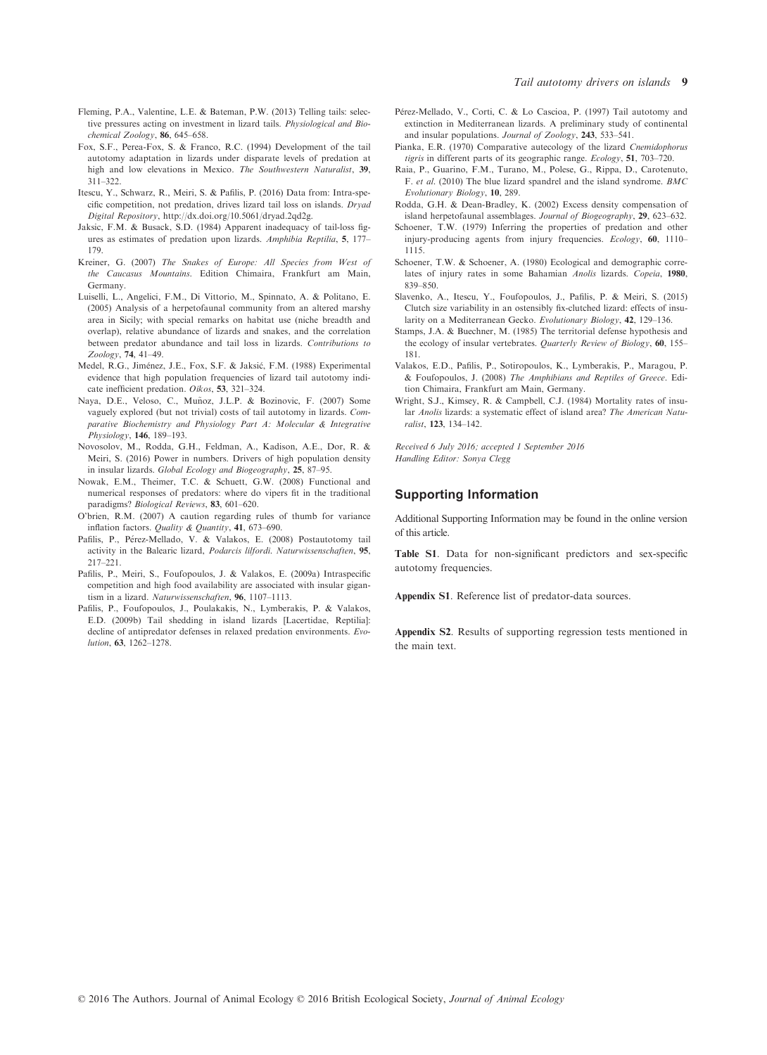Fleming, P.A., Valentine, L.E. & Bateman, P.W. (2013) Telling tails: selective pressures acting on investment in lizard tails. *Physiological and Biochemical Zoology*, **86**, 645–658.

Fox, S.F., Perea-Fox, S. & Franco, R.C. (1994) Development of the tail autotomy adaptation in lizards under disparate levels of predation at high and low elevations in Mexico. *The Southwestern Naturalist*, **39**, 311–322.

Itescu, Y., Schwarz, R., Meiri, S. & Pafilis, P. (2016) Data from: Intra-specific competition, not predation, drives lizard tail loss on islands. *Dryad Digital Repository*, http://dx.doi.org/10.5061/dryad.2qd2g.

Jaksic, F.M. & Busack, S.D. (1984) Apparent inadequacy of tail-loss figures as estimates of predation upon lizards. *Amphibia Reptilia*, **5**, 177–179.

Kreiner, G. (2007) *The Snakes of Europe: All Species from West of the Caucasus Mountains*. Edition Chimaira, Frankfurt am Main, Germany.

Luiselli, L., Angelici, F.M., Di Vittorio, M., Spinnato, A. & Politano, E. (2005) Analysis of a herpetofaunal community from an altered marshy area in Sicily; with special remarks on habitat use (niche breadth and overlap), relative abundance of lizards and snakes, and the correlation between predator abundance and tail loss in lizards. *Contributions to Zoology*, **74**, 41–49.

Medel, R.G., Jiménez, J.E., Fox, S.F. & Jaksić, F.M. (1988) Experimental evidence that high population frequencies of lizard tail autotomy indicate inefficient predation. *Oikos*, **53**, 321–324.

Naya, D.E., Veloso, C., Muñoz, J.L.P. & Bozinovic, F. (2007) Some vaguely explored (but not trivial) costs of tail autotomy in lizards. *Comparative Biochemistry and Physiology Part A: Molecular & Integrative Physiology*, **146**, 189–193.

Novosolov, M., Rodda, G.H., Feldman, A., Kadison, A.E., Dor, R. & Meiri, S. (2016) Power in numbers. Drivers of high population density in insular lizards. *Global Ecology and Biogeography*, **25**, 87–95.

Nowak, E.M., Theimer, T.C. & Schuett, G.W. (2008) Functional and numerical responses of predators: where do vipers fit in the traditional paradigms? *Biological Reviews*, **83**, 601–620.

O'brien, R.M. (2007) A caution regarding rules of thumb for variance inflation factors. *Quality & Quantity*, **41**, 673–690.

Pafilis, P., Pérez-Mellado, V. & Valakos, E. (2008) Postautotomy tail activity in the Balearic lizard, *Podarcis lilfordi*. *Naturwissenschaften*, **95**, 217–221.

Pafilis, P., Meiri, S., Foufopoulos, J. & Valakos, E. (2009a) Intraspecific competition and high food availability are associated with insular gigantism in a lizard. *Naturwissenschaften*, **96**, 1107–1113.

Pafilis, P., Foufopoulos, J., Poulakakis, N., Lymberakis, P. & Valakos, E.D. (2009b) Tail shedding in island lizards [Lacertidae, Reptilia]: decline of antipredator defenses in relaxed predation environments. *Evolution*, **63**, 1262–1278.

Pérez-Mellado, V., Corti, C. & Lo Cascioa, P. (1997) Tail autotomy and extinction in Mediterranean lizards. A preliminary study of continental and insular populations. *Journal of Zoology*, **243**, 533–541.

Pianka, E.R. (1970) Comparative autecology of the lizard *Cnemidophorus tigris* in different parts of its geographic range. *Ecology*, **51**, 703–720.

Raia, P., Guarino, F.M., Turano, M., Polese, G., Rippa, D., Carotenuto, F. *et al.* (2010) The blue lizard spandrel and the island syndrome. *BMC Evolutionary Biology*, **10**, 289.

Rodda, G.H. & Dean-Bradley, K. (2002) Excess density compensation of island herpetofaunal assemblages. *Journal of Biogeography*, **29**, 623–632.

Schoener, T.W. (1979) Inferring the properties of predation and other injury-producing agents from injury frequencies. *Ecology*, **60**, 1110–1115.

Schoener, T.W. & Schoener, A. (1980) Ecological and demographic correlates of injury rates in some Bahamian *Anolis* lizards. *Copeia*, **1980**, 839–850.

Slavenko, A., Itescu, Y., Foufopoulos, J., Pafilis, P. & Meiri, S. (2015) Clutch size variability in an ostensibly fix-clutched lizard: effects of insularity on a Mediterranean Gecko. *Evolutionary Biology*, **42**, 129–136.

Stamps, J.A. & Buechner, M. (1985) The territorial defense hypothesis and the ecology of insular vertebrates. *Quarterly Review of Biology*, **60**, 155–181.

Valakos, E.D., Pafilis, P., Sotiropoulos, K., Lymberakis, P., Maragou, P. & Foufopoulos, J. (2008) *The Amphibians and Reptiles of Greece*. Edition Chimaira, Frankfurt am Main, Germany.

Wright, S.J., Kimsey, R. & Campbell, C.J. (1984) Mortality rates of insular *Anolis* lizards: a systematic effect of island area? *The American Naturalist*, **123**, 134–142.

*Received 6 July 2016; accepted 1 September 2016*
*Handling Editor: Sonya Clegg*

## Supporting Information

Additional Supporting Information may be found in the online version of this article.

**Table S1**. Data for non-significant predictors and sex-specific autotomy frequencies.

**Appendix S1**. Reference list of predator-data sources.

**Appendix S2**. Results of supporting regression tests mentioned in the main text.